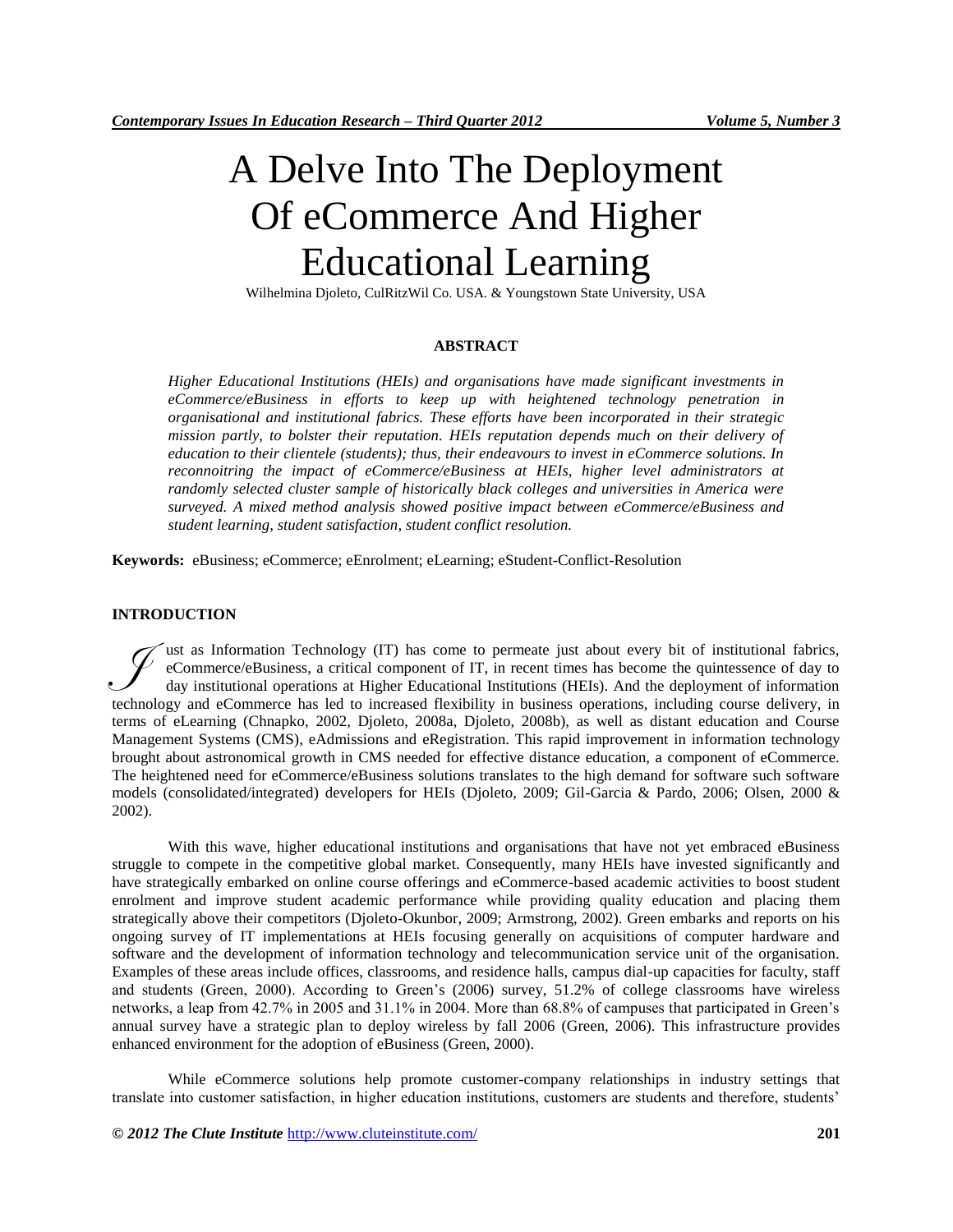# A Delve Into The Deployment Of eCommerce And Higher Educational Learning

Wilhelmina Djoleto, CulRitzWil Co. USA. & Youngstown State University, USA

## ABSTRACT

*Higher Educational Institutions (HEIs) and organisations have made significant investments in eCommerce/eBusiness in efforts to keep up with heightened technology penetration in organisational and institutional fabrics. These efforts have been incorporated in their strategic mission partly, to bolster their reputation. HEIs reputation depends much on their delivery of education to their clientele (students); thus, their endeavours to invest in eCommerce solutions. In reconnoitring the impact of eCommerce/eBusiness at HEIs, higher level administrators at randomly selected cluster sample of historically black colleges and universities in America were surveyed. A mixed method analysis showed positive impact between eCommerce/eBusiness and student learning, student satisfaction, student conflict resolution.*

**Keywords:** eBusiness; eCommerce; eEnrolment; eLearning; eStudent-Conflict-Resolution

## INTRODUCTION

Just as Information Technology (IT) has come to permeate just about every bit of institutional fabrics, eCommerce/eBusiness, a critical component of IT, in recent times has become the quintessence of day to day institutional operations at Higher Educational Institutions (HEIs). And the deployment of information technology and eCommerce has led to increased flexibility in business operations, including course delivery, in terms of eLearning (Chnapko, 2002, Djoleto, 2008a, Djoleto, 2008b), as well as distant education and Course Management Systems (CMS), eAdmissions and eRegistration. This rapid improvement in information technology brought about astronomical growth in CMS needed for effective distance education, a component of eCommerce. The heightened need for eCommerce/eBusiness solutions translates to the high demand for software such software models (consolidated/integrated) developers for HEIs (Djoleto, 2009; Gil-Garcia & Pardo, 2006; Olsen, 2000 & 2002).

With this wave, higher educational institutions and organisations that have not yet embraced eBusiness struggle to compete in the competitive global market. Consequently, many HEIs have invested significantly and have strategically embarked on online course offerings and eCommerce-based academic activities to boost student enrolment and improve student academic performance while providing quality education and placing them strategically above their competitors (Djoleto-Okunbor, 2009; Armstrong, 2002). Green embarks and reports on his ongoing survey of IT implementations at HEIs focusing generally on acquisitions of computer hardware and software and the development of information technology and telecommunication service unit of the organisation. Examples of these areas include offices, classrooms, and residence halls, campus dial-up capacities for faculty, staff and students (Green, 2000). According to Green's (2006) survey, 51.2% of college classrooms have wireless networks, a leap from 42.7% in 2005 and 31.1% in 2004. More than 68.8% of campuses that participated in Green's annual survey have a strategic plan to deploy wireless by fall 2006 (Green, 2006). This infrastructure provides enhanced environment for the adoption of eBusiness (Green, 2000).

While eCommerce solutions help promote customer-company relationships in industry settings that translate into customer satisfaction, in higher education institutions, customers are students and therefore, students'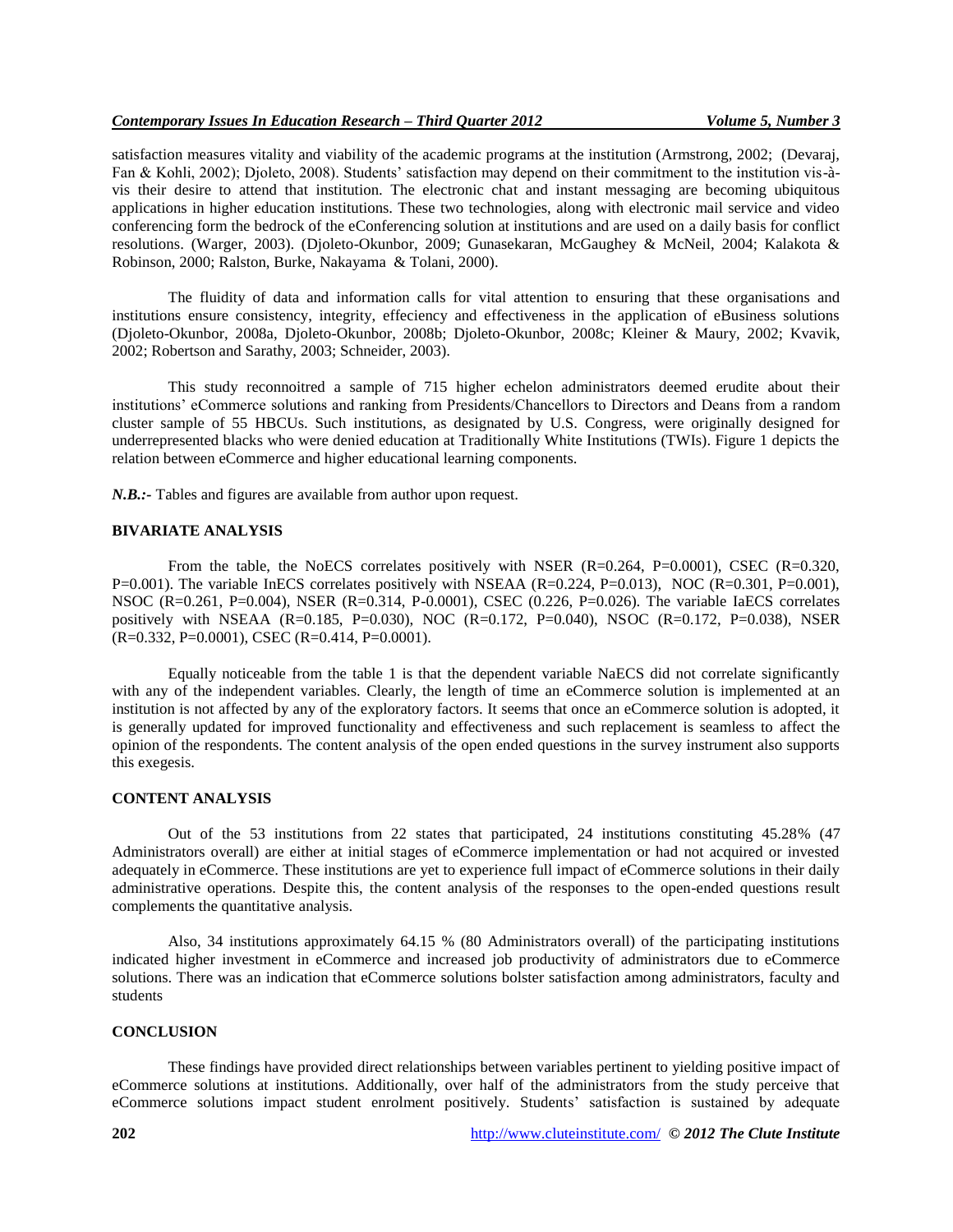satisfaction measures vitality and viability of the academic programs at the institution (Armstrong, 2002; (Devaraj, Fan & Kohli, 2002); Djoleto, 2008). Students' satisfaction may depend on their commitment to the institution vis-à-vis their desire to attend that institution. The electronic chat and instant messaging are becoming ubiquitous applications in higher education institutions. These two technologies, along with electronic mail service and video conferencing form the bedrock of the eConferencing solution at institutions and are used on a daily basis for conflict resolutions. (Warger, 2003). (Djoleto-Okunbor, 2009; Gunasekaran, McGaughey & McNeil, 2004; Kalakota & Robinson, 2000; Ralston, Burke, Nakayama & Tolani, 2000).

The fluidity of data and information calls for vital attention to ensuring that these organisations and institutions ensure consistency, integrity, effeciency and effectiveness in the application of eBusiness solutions (Djoleto-Okunbor, 2008a, Djoleto-Okunbor, 2008b; Djoleto-Okunbor, 2008c; Kleiner & Maury, 2002; Kvavik, 2002; Robertson and Sarathy, 2003; Schneider, 2003).

This study reconnoitred a sample of 715 higher echelon administrators deemed erudite about their institutions' eCommerce solutions and ranking from Presidents/Chancellors to Directors and Deans from a random cluster sample of 55 HBCUs. Such institutions, as designated by U.S. Congress, were originally designed for underrepresented blacks who were denied education at Traditionally White Institutions (TWIs). Figure 1 depicts the relation between eCommerce and higher educational learning components.

***N.B.:-*** Tables and figures are available from author upon request.

## BIVARIATE ANALYSIS

From the table, the NoECS correlates positively with NSER (R=0.264, P=0.0001), CSEC (R=0.320, P=0.001). The variable InECS correlates positively with NSEAA (R=0.224, P=0.013), NOC (R=0.301, P=0.001), NSOC (R=0.261, P=0.004), NSER (R=0.314, P-0.0001), CSEC (0.226, P=0.026). The variable IaECS correlates positively with NSEAA (R=0.185, P=0.030), NOC (R=0.172, P=0.040), NSOC (R=0.172, P=0.038), NSER (R=0.332, P=0.0001), CSEC (R=0.414, P=0.0001).

Equally noticeable from the table 1 is that the dependent variable NaECS did not correlate significantly with any of the independent variables. Clearly, the length of time an eCommerce solution is implemented at an institution is not affected by any of the exploratory factors. It seems that once an eCommerce solution is adopted, it is generally updated for improved functionality and effectiveness and such replacement is seamless to affect the opinion of the respondents. The content analysis of the open ended questions in the survey instrument also supports this exegesis.

## CONTENT ANALYSIS

Out of the 53 institutions from 22 states that participated, 24 institutions constituting 45.28% (47 Administrators overall) are either at initial stages of eCommerce implementation or had not acquired or invested adequately in eCommerce. These institutions are yet to experience full impact of eCommerce solutions in their daily administrative operations. Despite this, the content analysis of the responses to the open-ended questions result complements the quantitative analysis.

Also, 34 institutions approximately 64.15 % (80 Administrators overall) of the participating institutions indicated higher investment in eCommerce and increased job productivity of administrators due to eCommerce solutions. There was an indication that eCommerce solutions bolster satisfaction among administrators, faculty and students

## CONCLUSION

These findings have provided direct relationships between variables pertinent to yielding positive impact of eCommerce solutions at institutions. Additionally, over half of the administrators from the study perceive that eCommerce solutions impact student enrolment positively. Students' satisfaction is sustained by adequate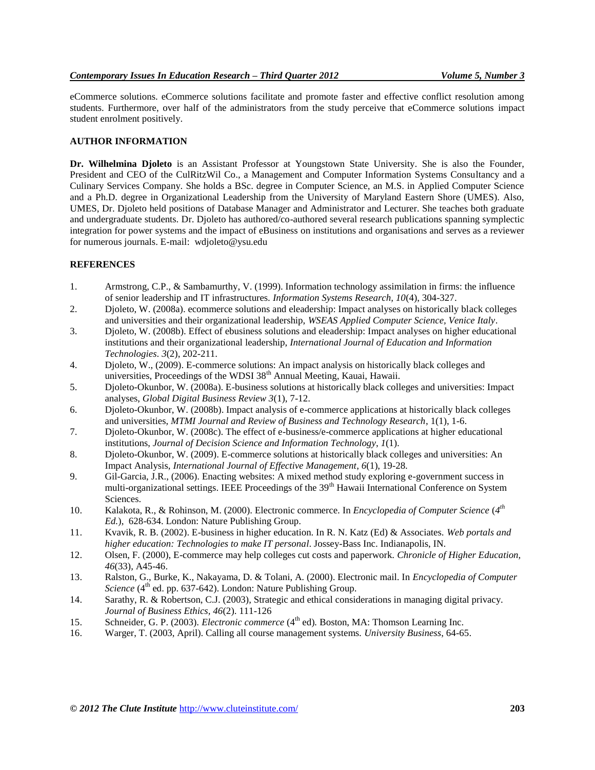eCommerce solutions. eCommerce solutions facilitate and promote faster and effective conflict resolution among students. Furthermore, over half of the administrators from the study perceive that eCommerce solutions impact student enrolment positively.

## AUTHOR INFORMATION

**Dr. Wilhelmina Djoleto** is an Assistant Professor at Youngstown State University. She is also the Founder, President and CEO of the CulRitzWil Co., a Management and Computer Information Systems Consultancy and a Culinary Services Company. She holds a BSc. degree in Computer Science, an M.S. in Applied Computer Science and a Ph.D. degree in Organizational Leadership from the University of Maryland Eastern Shore (UMES). Also, UMES, Dr. Djoleto held positions of Database Manager and Administrator and Lecturer. She teaches both graduate and undergraduate students. Dr. Djoleto has authored/co-authored several research publications spanning symplectic integration for power systems and the impact of eBusiness on institutions and organisations and serves as a reviewer for numerous journals. E-mail: wdjoleto@ysu.edu

## REFERENCES

1. Armstrong, C.P., & Sambamurthy, V. (1999). Information technology assimilation in firms: the influence of senior leadership and IT infrastructures. *Information Systems Research, 10*(4), 304-327.
2. Djoleto, W. (2008a). ecommerce solutions and eleadership: Impact analyses on historically black colleges and universities and their organizational leadership, *WSEAS Applied Computer Science, Venice Italy*.
3. Djoleto, W. (2008b). Effect of ebusiness solutions and eleadership: Impact analyses on higher educational institutions and their organizational leadership, *International Journal of Education and Information Technologies*. *3*(2), 202-211.
4. Djoleto, W., (2009). E-commerce solutions: An impact analysis on historically black colleges and universities, Proceedings of the WDSI 38th Annual Meeting, Kauai, Hawaii.
5. Djoleto-Okunbor, W. (2008a). E-business solutions at historically black colleges and universities: Impact analyses, *Global Digital Business Review 3*(1), 7-12.
6. Djoleto-Okunbor, W. (2008b). Impact analysis of e-commerce applications at historically black colleges and universities, *MTMI Journal and Review of Business and Technology Research*, 1(1), 1-6.
7. Djoleto-Okunbor, W. (2008c). The effect of e-business/e-commerce applications at higher educational institutions, *Journal of Decision Science and Information Technology*, *1*(1).
8. Djoleto-Okunbor, W. (2009). E-commerce solutions at historically black colleges and universities: An Impact Analysis, *International Journal of Effective Management*, *6*(1), 19-28.
9. Gil-Garcia, J.R., (2006). Enacting websites: A mixed method study exploring e-government success in multi-organizational settings. IEEE Proceedings of the 39th Hawaii International Conference on System Sciences.
10. Kalakota, R., & Rohinson, M. (2000). Electronic commerce. In *Encyclopedia of Computer Science* (*4th Ed.*), 628-634. London: Nature Publishing Group.
11. Kvavik, R. B. (2002). E-business in higher education. In R. N. Katz (Ed) & Associates. *Web portals and higher education: Technologies to make IT personal*. Jossey-Bass Inc. Indianapolis, IN.
12. Olsen, F. (2000), E-commerce may help colleges cut costs and paperwork. *Chronicle of Higher Education, 46*(33), A45-46.
13. Ralston, G., Burke, K., Nakayama, D. & Tolani, A. (2000). Electronic mail. In *Encyclopedia of Computer Science* (4th ed. pp. 637-642). London: Nature Publishing Group.
14. Sarathy, R. & Robertson, C.J. (2003), Strategic and ethical considerations in managing digital privacy. *Journal of Business Ethics, 46*(2). 111-126
15. Schneider, G. P. (2003). *Electronic commerce* (4th ed). Boston, MA: Thomson Learning Inc.
16. Warger, T. (2003, April). Calling all course management systems. *University Business*, 64-65.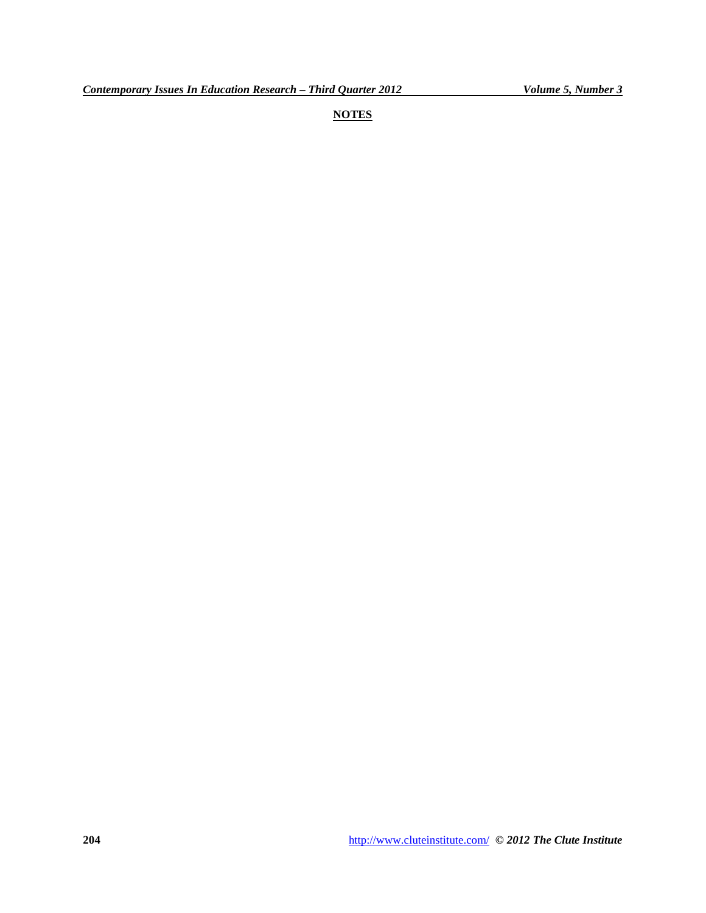**NOTES**